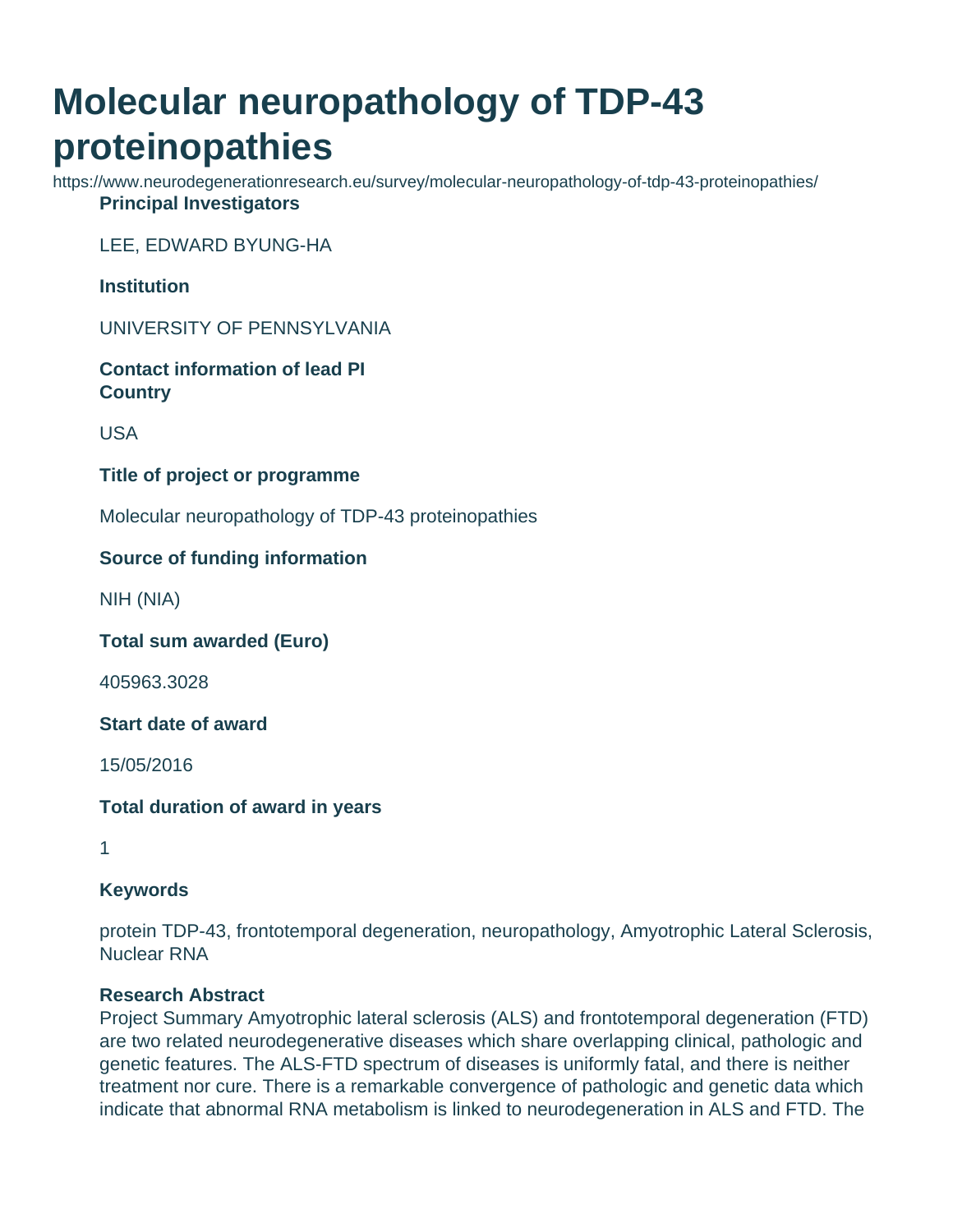# Molecular neuropathology of TDP-43 proteinopathies

https://www.neurodegenerationresearch.eu/survey/molecular-neuropathology-of-tdp-43-proteinopathies/

**Principal Investigators**

LEE, EDWARD BYUNG-HA

**Institution**

UNIVERSITY OF PENNSYLVANIA

**Contact information of lead PI**

**Country**

USA

**Title of project or programme**

Molecular neuropathology of TDP-43 proteinopathies

**Source of funding information**

NIH (NIA)

**Total sum awarded (Euro)**

405963.3028

**Start date of award**

15/05/2016

**Total duration of award in years**

1

**Keywords**

protein TDP-43, frontotemporal degeneration, neuropathology, Amyotrophic Lateral Sclerosis, Nuclear RNA

**Research Abstract**

Project Summary Amyotrophic lateral sclerosis (ALS) and frontotemporal degeneration (FTD) are two related neurodegenerative diseases which share overlapping clinical, pathologic and genetic features. The ALS-FTD spectrum of diseases is uniformly fatal, and there is neither treatment nor cure. There is a remarkable convergence of pathologic and genetic data which indicate that abnormal RNA metabolism is linked to neurodegeneration in ALS and FTD. The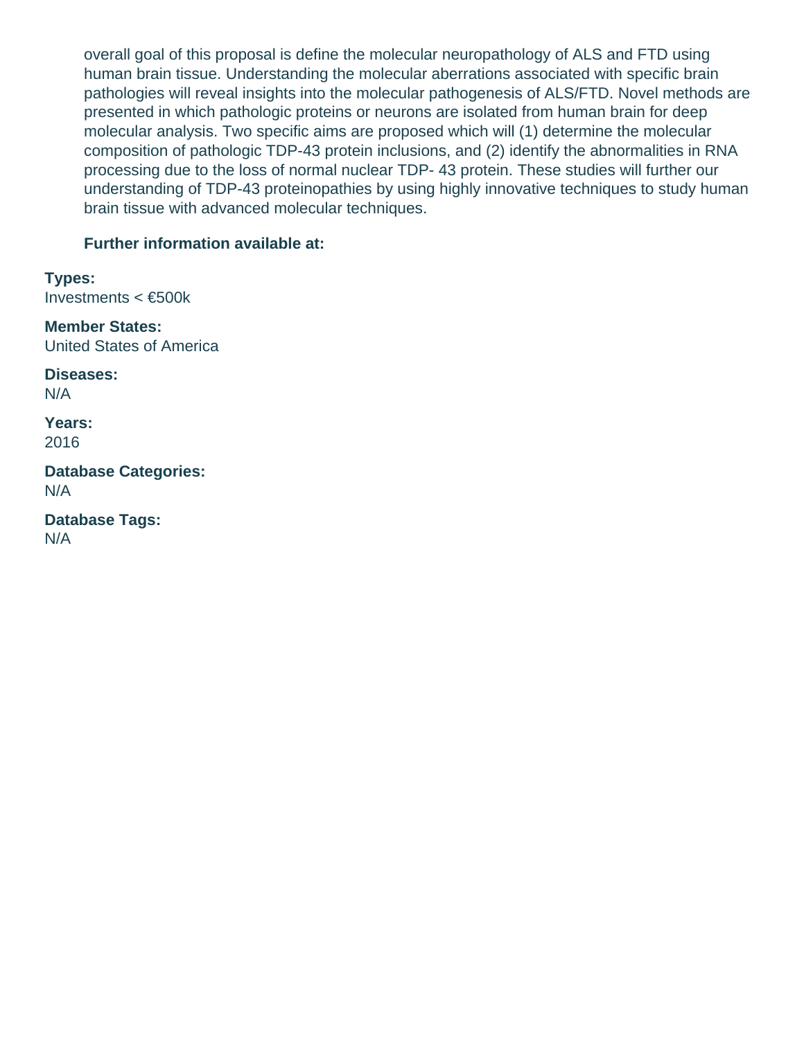overall goal of this proposal is define the molecular neuropathology of ALS and FTD using human brain tissue. Understanding the molecular aberrations associated with specific brain pathologies will reveal insights into the molecular pathogenesis of ALS/FTD. Novel methods are presented in which pathologic proteins or neurons are isolated from human brain for deep molecular analysis. Two specific aims are proposed which will (1) determine the molecular composition of pathologic TDP-43 protein inclusions, and (2) identify the abnormalities in RNA processing due to the loss of normal nuclear TDP- 43 protein. These studies will further our understanding of TDP-43 proteinopathies by using highly innovative techniques to study human brain tissue with advanced molecular techniques.

**Further information available at:**

**Types:**
Investments < €500k

**Member States:**
United States of America

**Diseases:**
N/A

**Years:**
2016

**Database Categories:**
N/A

**Database Tags:**
N/A